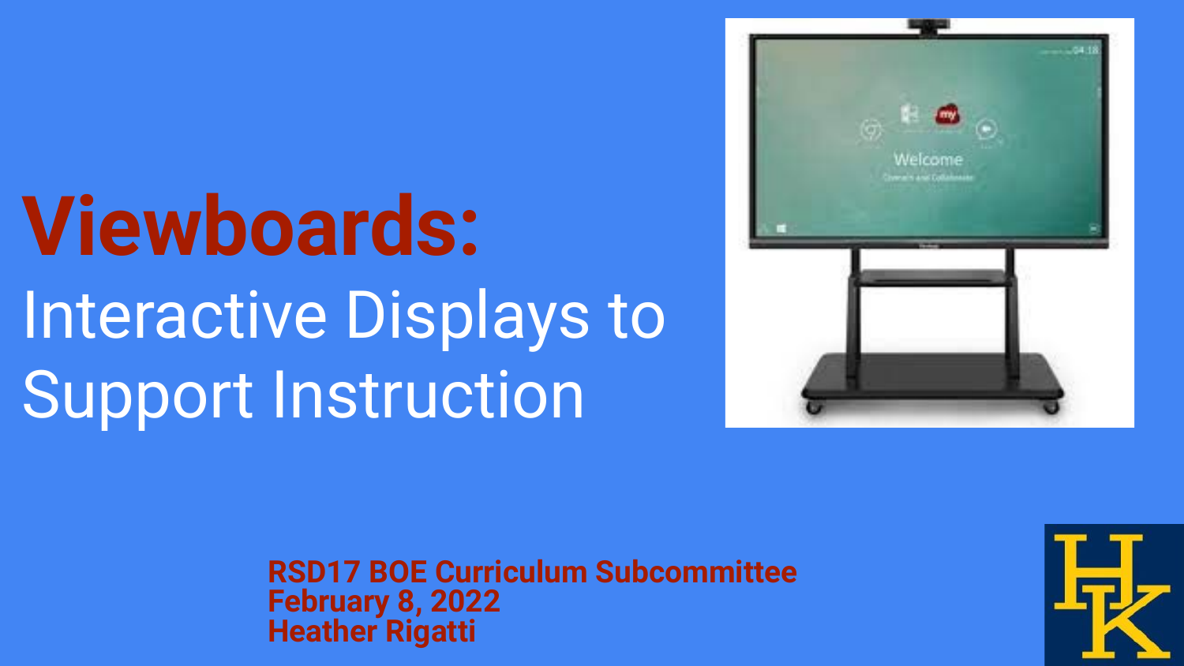# Viewboards:

## Interactive Displays to Support Instruction

**RSD17 BOE Curriculum Subcommittee**
**February 8, 2022**
**Heather Rigatti**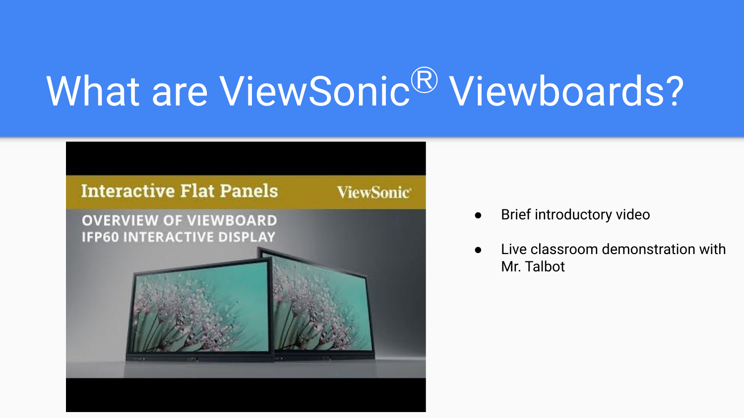# What are ViewSonic® Viewboards?

Interactive Flat Panels ViewSonic

OVERVIEW OF VIEWBOARD IFP60 INTERACTIVE DISPLAY

- Brief introductory video
- Live classroom demonstration with Mr. Talbot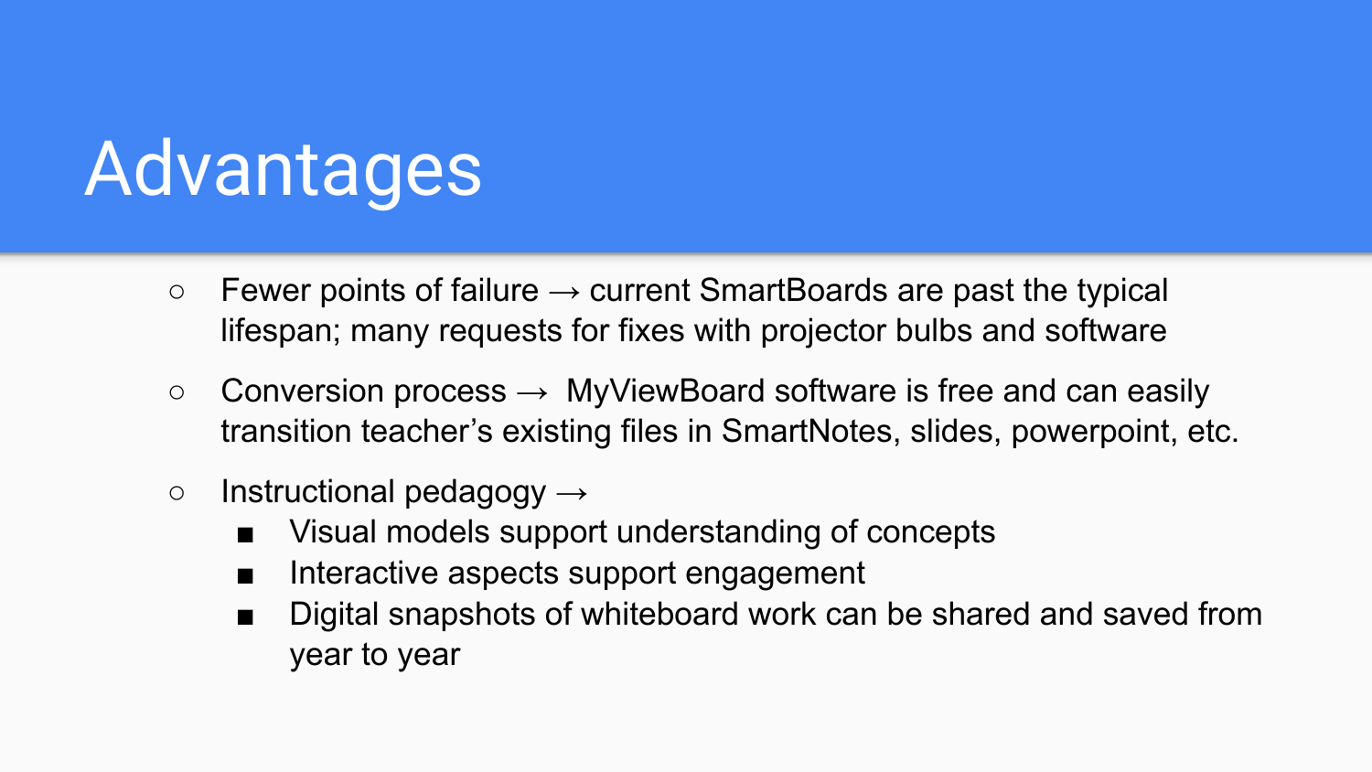# Advantages

- Fewer points of failure → current SmartBoards are past the typical lifespan; many requests for fixes with projector bulbs and software
- Conversion process → MyViewBoard software is free and can easily transition teacher's existing files in SmartNotes, slides, powerpoint, etc.
- Instructional pedagogy →
  - Visual models support understanding of concepts
  - Interactive aspects support engagement
  - Digital snapshots of whiteboard work can be shared and saved from year to year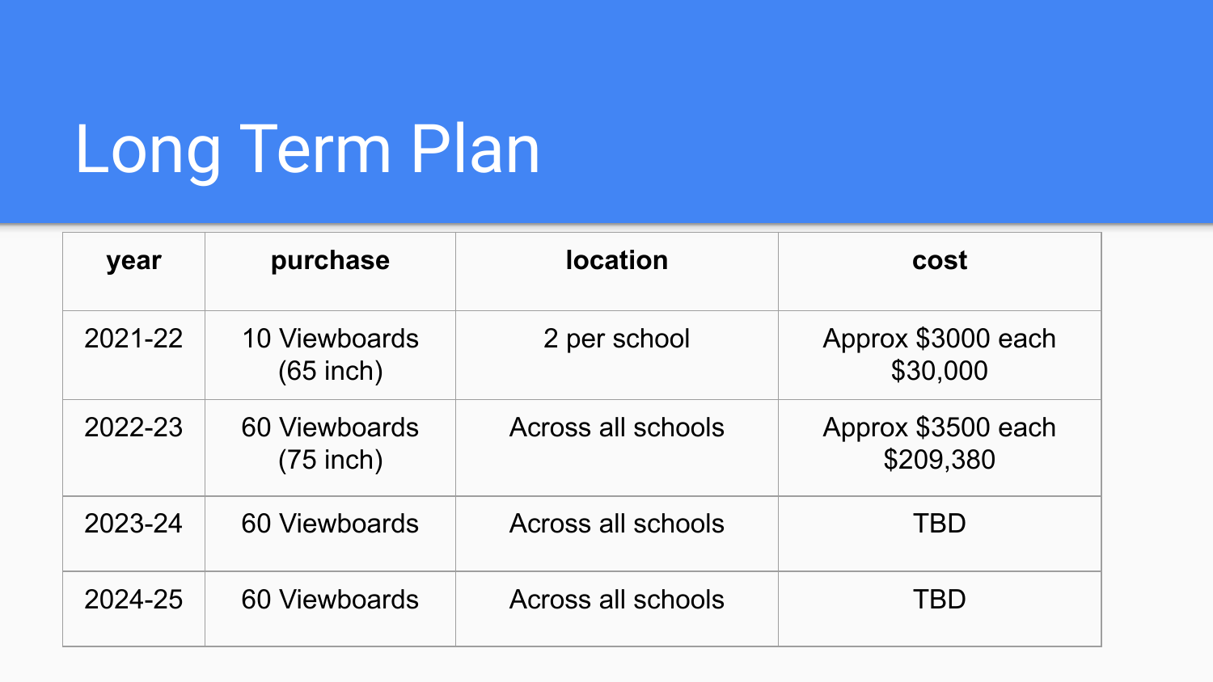# Long Term Plan

| year | purchase | location | cost |
|---|---|---|---|
| 2021-22 | 10 Viewboards (65 inch) | 2 per school | Approx $3000 each $30,000 |
| 2022-23 | 60 Viewboards (75 inch) | Across all schools | Approx $3500 each $209,380 |
| 2023-24 | 60 Viewboards | Across all schools | TBD |
| 2024-25 | 60 Viewboards | Across all schools | TBD |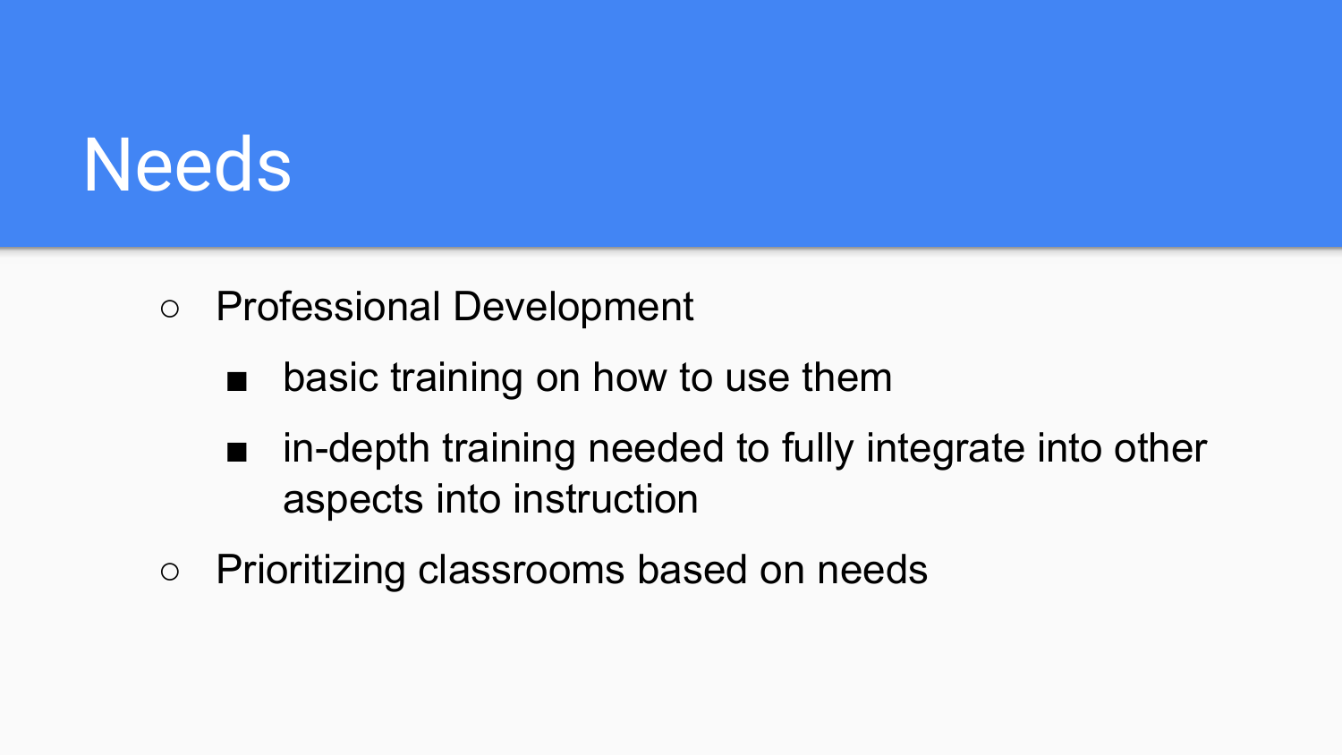# Needs

- Professional Development
  - basic training on how to use them
  - in-depth training needed to fully integrate into other aspects into instruction
- Prioritizing classrooms based on needs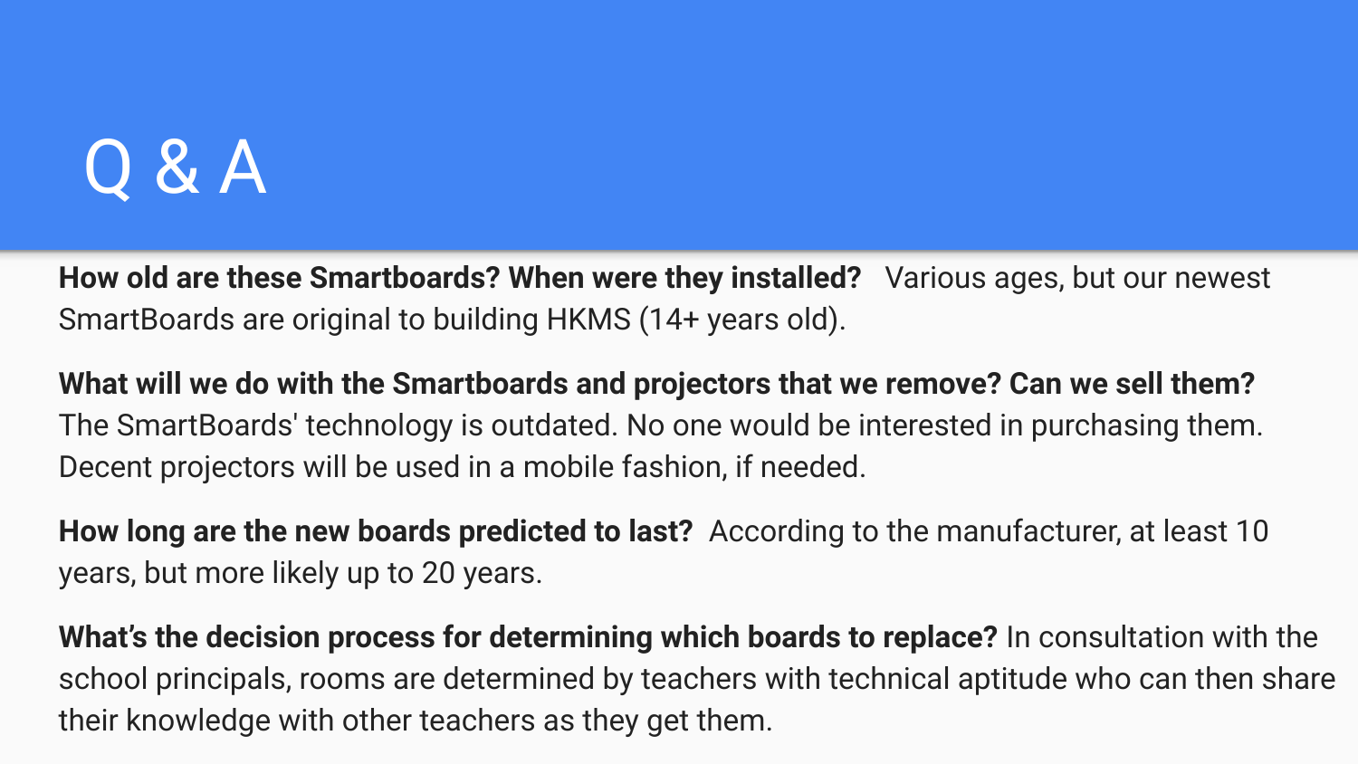# Q & A

**How old are these Smartboards? When were they installed?** Various ages, but our newest SmartBoards are original to building HKMS (14+ years old).

**What will we do with the Smartboards and projectors that we remove? Can we sell them?** The SmartBoards' technology is outdated. No one would be interested in purchasing them. Decent projectors will be used in a mobile fashion, if needed.

**How long are the new boards predicted to last?** According to the manufacturer, at least 10 years, but more likely up to 20 years.

**What's the decision process for determining which boards to replace?** In consultation with the school principals, rooms are determined by teachers with technical aptitude who can then share their knowledge with other teachers as they get them.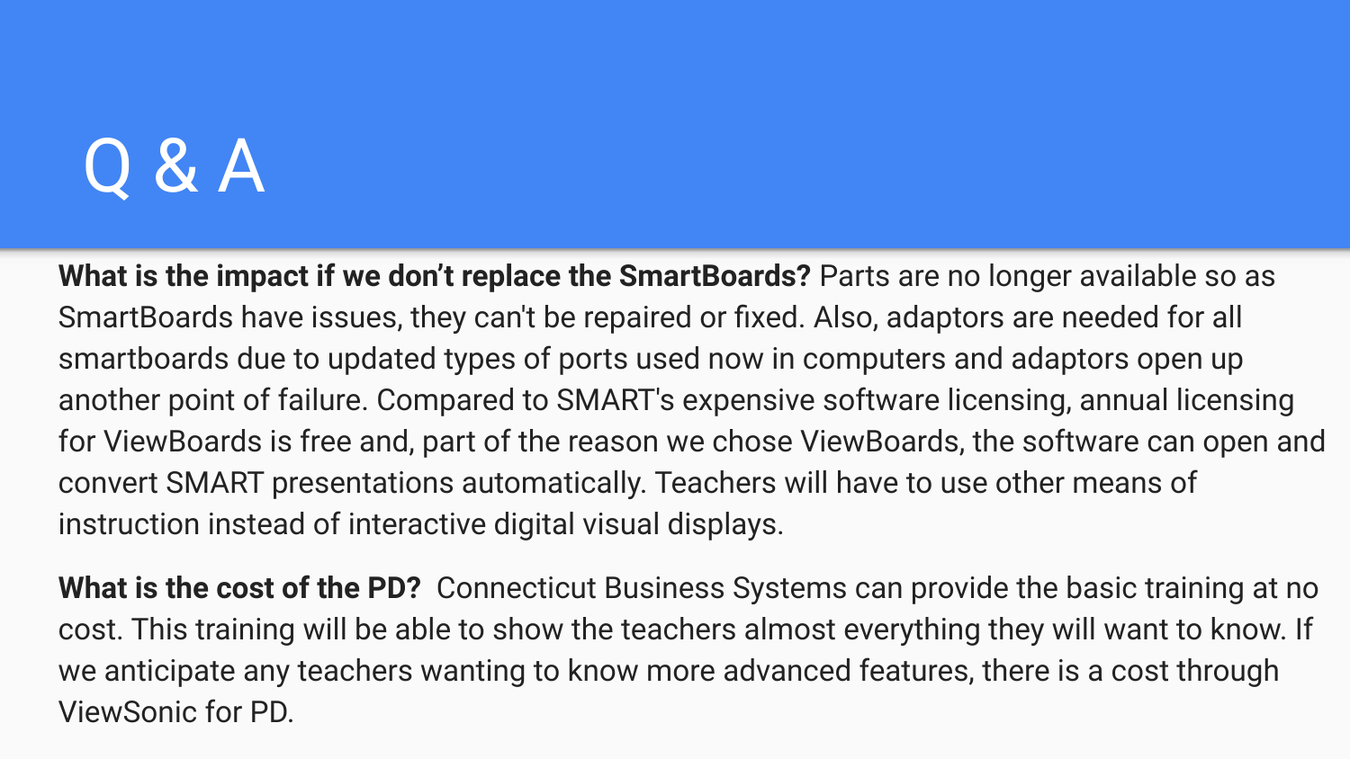# Q & A

**What is the impact if we don't replace the SmartBoards?** Parts are no longer available so as SmartBoards have issues, they can't be repaired or fixed. Also, adaptors are needed for all smartboards due to updated types of ports used now in computers and adaptors open up another point of failure. Compared to SMART's expensive software licensing, annual licensing for ViewBoards is free and, part of the reason we chose ViewBoards, the software can open and convert SMART presentations automatically. Teachers will have to use other means of instruction instead of interactive digital visual displays.

**What is the cost of the PD?** Connecticut Business Systems can provide the basic training at no cost. This training will be able to show the teachers almost everything they will want to know. If we anticipate any teachers wanting to know more advanced features, there is a cost through ViewSonic for PD.